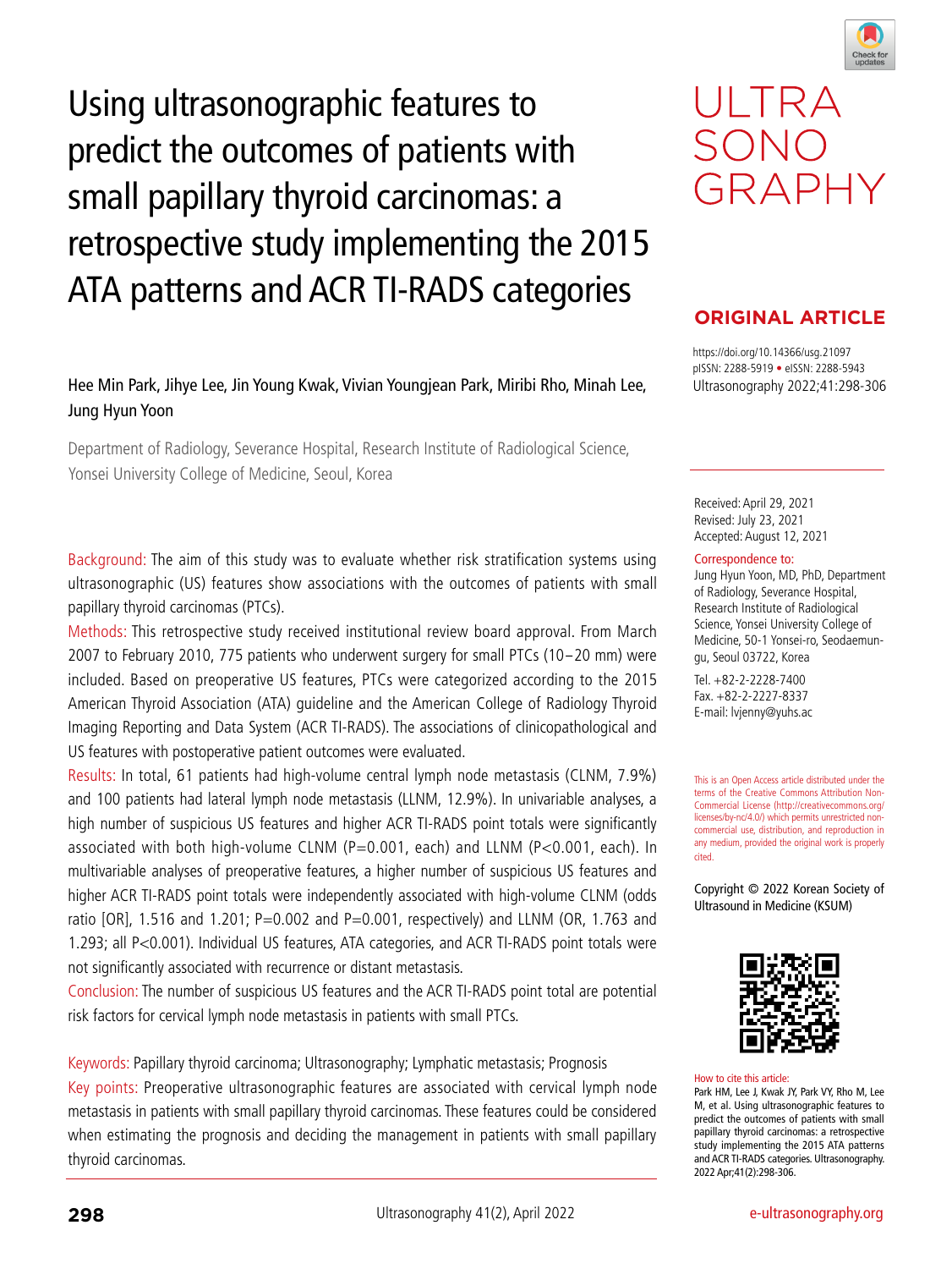# Using ultrasonographic features to predict the outcomes of patients with small papillary thyroid carcinomas: a retrospective study implementing the 2015 ATA patterns and ACR TI-RADS categories

**ORIGINAL ARTICLE**

https://doi.org/10.14366/usg.21097
pISSN: 2288-5919 • eISSN: 2288-5943
Ultrasonography 2022;41:298-306

Hee Min Park, Jihye Lee, Jin Young Kwak, Vivian Youngjean Park, Miribi Rho, Minah Lee, Jung Hyun Yoon

Department of Radiology, Severance Hospital, Research Institute of Radiological Science, Yonsei University College of Medicine, Seoul, Korea

Received: April 29, 2021
Revised: July 23, 2021
Accepted: August 12, 2021

Correspondence to:
Jung Hyun Yoon, MD, PhD, Department of Radiology, Severance Hospital, Research Institute of Radiological Science, Yonsei University College of Medicine, 50-1 Yonsei-ro, Seodaemun-gu, Seoul 03722, Korea

Tel. +82-2-2228-7400
Fax. +82-2-2227-8337
E-mail: lvjenny@yuhs.ac

This is an Open Access article distributed under the terms of the Creative Commons Attribution Non-Commercial License (http://creativecommons.org/licenses/by-nc/4.0/) which permits unrestricted non-commercial use, distribution, and reproduction in any medium, provided the original work is properly cited.

Copyright © 2022 Korean Society of Ultrasound in Medicine (KSUM)

How to cite this article:
Park HM, Lee J, Kwak JY, Park VY, Rho M, Lee M, et al. Using ultrasonographic features to predict the outcomes of patients with small papillary thyroid carcinomas: a retrospective study implementing the 2015 ATA patterns and ACR TI-RADS categories. Ultrasonography. 2022 Apr;41(2):298-306.

Background: The aim of this study was to evaluate whether risk stratification systems using ultrasonographic (US) features show associations with the outcomes of patients with small papillary thyroid carcinomas (PTCs).

Methods: This retrospective study received institutional review board approval. From March 2007 to February 2010, 775 patients who underwent surgery for small PTCs (10–20 mm) were included. Based on preoperative US features, PTCs were categorized according to the 2015 American Thyroid Association (ATA) guideline and the American College of Radiology Thyroid Imaging Reporting and Data System (ACR TI-RADS). The associations of clinicopathological and US features with postoperative patient outcomes were evaluated.

Results: In total, 61 patients had high-volume central lymph node metastasis (CLNM, 7.9%) and 100 patients had lateral lymph node metastasis (LLNM, 12.9%). In univariable analyses, a high number of suspicious US features and higher ACR TI-RADS point totals were significantly associated with both high-volume CLNM ($P=0.001$, each) and LLNM ($P<0.001$, each). In multivariable analyses of preoperative features, a higher number of suspicious US features and higher ACR TI-RADS point totals were independently associated with high-volume CLNM (odds ratio [OR], 1.516 and 1.201; $P=0.002$ and $P=0.001$, respectively) and LLNM (OR, 1.763 and 1.293; all $P<0.001$). Individual US features, ATA categories, and ACR TI-RADS point totals were not significantly associated with recurrence or distant metastasis.

Conclusion: The number of suspicious US features and the ACR TI-RADS point total are potential risk factors for cervical lymph node metastasis in patients with small PTCs.

Keywords: Papillary thyroid carcinoma; Ultrasonography; Lymphatic metastasis; Prognosis

Key points: Preoperative ultrasonographic features are associated with cervical lymph node metastasis in patients with small papillary thyroid carcinomas. These features could be considered when estimating the prognosis and deciding the management in patients with small papillary thyroid carcinomas.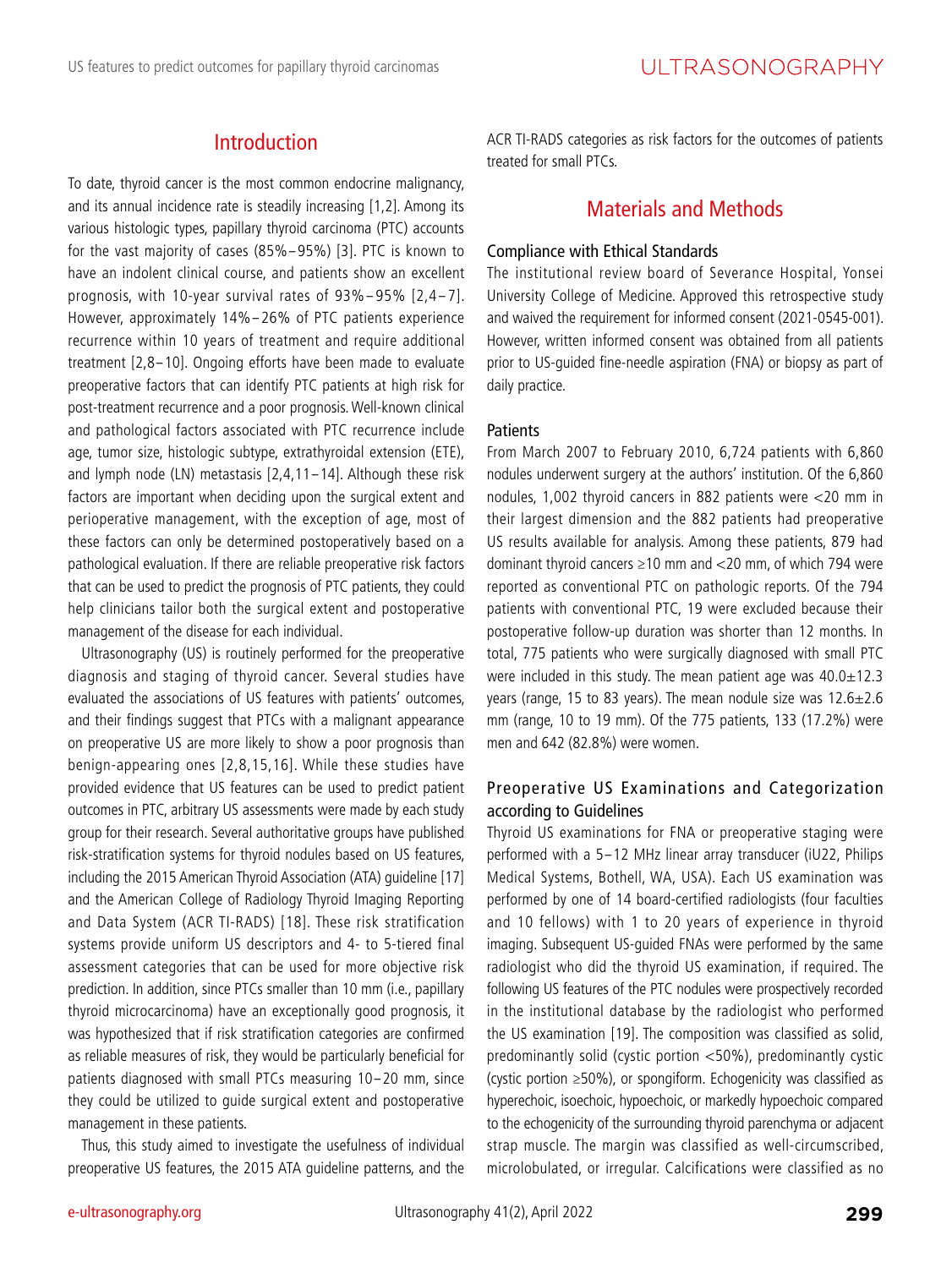## Introduction

To date, thyroid cancer is the most common endocrine malignancy, and its annual incidence rate is steadily increasing [1,2]. Among its various histologic types, papillary thyroid carcinoma (PTC) accounts for the vast majority of cases (85%–95%) [3]. PTC is known to have an indolent clinical course, and patients show an excellent prognosis, with 10-year survival rates of 93%–95% [2,4–7]. However, approximately 14%–26% of PTC patients experience recurrence within 10 years of treatment and require additional treatment [2,8–10]. Ongoing efforts have been made to evaluate preoperative factors that can identify PTC patients at high risk for post-treatment recurrence and a poor prognosis. Well-known clinical and pathological factors associated with PTC recurrence include age, tumor size, histologic subtype, extrathyroidal extension (ETE), and lymph node (LN) metastasis [2,4,11–14]. Although these risk factors are important when deciding upon the surgical extent and perioperative management, with the exception of age, most of these factors can only be determined postoperatively based on a pathological evaluation. If there are reliable preoperative risk factors that can be used to predict the prognosis of PTC patients, they could help clinicians tailor both the surgical extent and postoperative management of the disease for each individual.

Ultrasonography (US) is routinely performed for the preoperative diagnosis and staging of thyroid cancer. Several studies have evaluated the associations of US features with patients' outcomes, and their findings suggest that PTCs with a malignant appearance on preoperative US are more likely to show a poor prognosis than benign-appearing ones [2,8,15,16]. While these studies have provided evidence that US features can be used to predict patient outcomes in PTC, arbitrary US assessments were made by each study group for their research. Several authoritative groups have published risk-stratification systems for thyroid nodules based on US features, including the 2015 American Thyroid Association (ATA) guideline [17] and the American College of Radiology Thyroid Imaging Reporting and Data System (ACR TI-RADS) [18]. These risk stratification systems provide uniform US descriptors and 4- to 5-tiered final assessment categories that can be used for more objective risk prediction. In addition, since PTCs smaller than 10 mm (i.e., papillary thyroid microcarcinoma) have an exceptionally good prognosis, it was hypothesized that if risk stratification categories are confirmed as reliable measures of risk, they would be particularly beneficial for patients diagnosed with small PTCs measuring 10–20 mm, since they could be utilized to guide surgical extent and postoperative management in these patients.

Thus, this study aimed to investigate the usefulness of individual preoperative US features, the 2015 ATA guideline patterns, and the ACR TI-RADS categories as risk factors for the outcomes of patients treated for small PTCs.

## Materials and Methods

### Compliance with Ethical Standards

The institutional review board of Severance Hospital, Yonsei University College of Medicine. Approved this retrospective study and waived the requirement for informed consent (2021-0545-001). However, written informed consent was obtained from all patients prior to US-guided fine-needle aspiration (FNA) or biopsy as part of daily practice.

### Patients

From March 2007 to February 2010, 6,724 patients with 6,860 nodules underwent surgery at the authors' institution. Of the 6,860 nodules, 1,002 thyroid cancers in 882 patients were <20 mm in their largest dimension and the 882 patients had preoperative US results available for analysis. Among these patients, 879 had dominant thyroid cancers ≥10 mm and <20 mm, of which 794 were reported as conventional PTC on pathologic reports. Of the 794 patients with conventional PTC, 19 were excluded because their postoperative follow-up duration was shorter than 12 months. In total, 775 patients who were surgically diagnosed with small PTC were included in this study. The mean patient age was 40.0±12.3 years (range, 15 to 83 years). The mean nodule size was 12.6±2.6 mm (range, 10 to 19 mm). Of the 775 patients, 133 (17.2%) were men and 642 (82.8%) were women.

### Preoperative US Examinations and Categorization according to Guidelines

Thyroid US examinations for FNA or preoperative staging were performed with a 5–12 MHz linear array transducer (iU22, Philips Medical Systems, Bothell, WA, USA). Each US examination was performed by one of 14 board-certified radiologists (four faculties and 10 fellows) with 1 to 20 years of experience in thyroid imaging. Subsequent US-guided FNAs were performed by the same radiologist who did the thyroid US examination, if required. The following US features of the PTC nodules were prospectively recorded in the institutional database by the radiologist who performed the US examination [19]. The composition was classified as solid, predominantly solid (cystic portion <50%), predominantly cystic (cystic portion ≥50%), or spongiform. Echogenicity was classified as hyperechoic, isoechoic, hypoechoic, or markedly hypoechoic compared to the echogenicity of the surrounding thyroid parenchyma or adjacent strap muscle. The margin was classified as well-circumscribed, microlobulated, or irregular. Calcifications were classified as no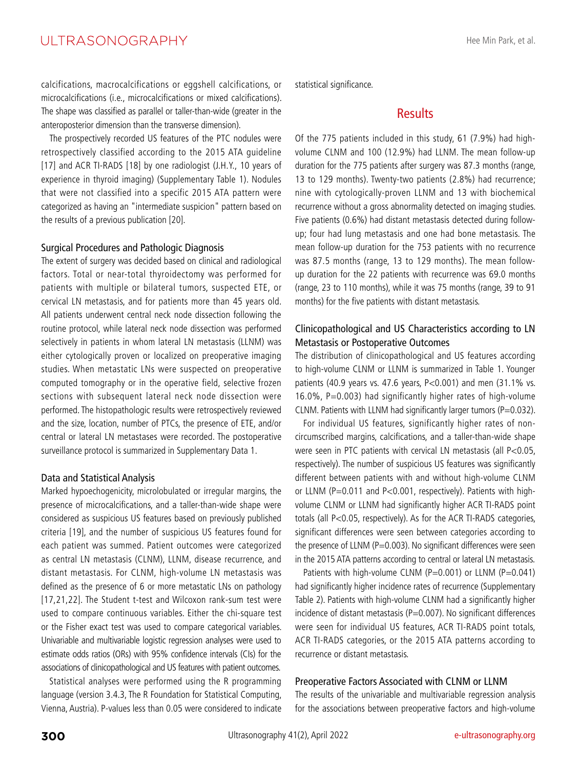calcifications, macrocalcifications or eggshell calcifications, or microcalcifications (i.e., microcalcifications or mixed calcifications). The shape was classified as parallel or taller-than-wide (greater in the anteroposterior dimension than the transverse dimension).

The prospectively recorded US features of the PTC nodules were retrospectively classified according to the 2015 ATA guideline [17] and ACR TI-RADS [18] by one radiologist (J.H.Y., 10 years of experience in thyroid imaging) (Supplementary Table 1). Nodules that were not classified into a specific 2015 ATA pattern were categorized as having an "intermediate suspicion" pattern based on the results of a previous publication [20].

### Surgical Procedures and Pathologic Diagnosis

The extent of surgery was decided based on clinical and radiological factors. Total or near-total thyroidectomy was performed for patients with multiple or bilateral tumors, suspected ETE, or cervical LN metastasis, and for patients more than 45 years old. All patients underwent central neck node dissection following the routine protocol, while lateral neck node dissection was performed selectively in patients in whom lateral LN metastasis (LLNM) was either cytologically proven or localized on preoperative imaging studies. When metastatic LNs were suspected on preoperative computed tomography or in the operative field, selective frozen sections with subsequent lateral neck node dissection were performed. The histopathologic results were retrospectively reviewed and the size, location, number of PTCs, the presence of ETE, and/or central or lateral LN metastases were recorded. The postoperative surveillance protocol is summarized in Supplementary Data 1.

### Data and Statistical Analysis

Marked hypoechogenicity, microlobulated or irregular margins, the presence of microcalcifications, and a taller-than-wide shape were considered as suspicious US features based on previously published criteria [19], and the number of suspicious US features found for each patient was summed. Patient outcomes were categorized as central LN metastasis (CLNM), LLNM, disease recurrence, and distant metastasis. For CLNM, high-volume LN metastasis was defined as the presence of 6 or more metastatic LNs on pathology [17,21,22]. The Student t-test and Wilcoxon rank-sum test were used to compare continuous variables. Either the chi-square test or the Fisher exact test was used to compare categorical variables. Univariable and multivariable logistic regression analyses were used to estimate odds ratios (ORs) with 95% confidence intervals (CIs) for the associations of clinicopathological and US features with patient outcomes.

Statistical analyses were performed using the R programming language (version 3.4.3, The R Foundation for Statistical Computing, Vienna, Austria). P-values less than 0.05 were considered to indicate statistical significance.

## Results

Of the 775 patients included in this study, 61 (7.9%) had high-volume CLNM and 100 (12.9%) had LLNM. The mean follow-up duration for the 775 patients after surgery was 87.3 months (range, 13 to 129 months). Twenty-two patients (2.8%) had recurrence; nine with cytologically-proven LLNM and 13 with biochemical recurrence without a gross abnormality detected on imaging studies. Five patients (0.6%) had distant metastasis detected during follow-up; four had lung metastasis and one had bone metastasis. The mean follow-up duration for the 753 patients with no recurrence was 87.5 months (range, 13 to 129 months). The mean follow-up duration for the 22 patients with recurrence was 69.0 months (range, 23 to 110 months), while it was 75 months (range, 39 to 91 months) for the five patients with distant metastasis.

### Clinicopathological and US Characteristics according to LN Metastasis or Postoperative Outcomes

The distribution of clinicopathological and US features according to high-volume CLNM or LLNM is summarized in Table 1. Younger patients (40.9 years vs. 47.6 years, P<0.001) and men (31.1% vs. 16.0%, P=0.003) had significantly higher rates of high-volume CLNM. Patients with LLNM had significantly larger tumors (P=0.032).

For individual US features, significantly higher rates of non-circumscribed margins, calcifications, and a taller-than-wide shape were seen in PTC patients with cervical LN metastasis (all P<0.05, respectively). The number of suspicious US features was significantly different between patients with and without high-volume CLNM or LLNM (P=0.011 and P<0.001, respectively). Patients with high-volume CLNM or LLNM had significantly higher ACR TI-RADS point totals (all P<0.05, respectively). As for the ACR TI-RADS categories, significant differences were seen between categories according to the presence of LLNM (P=0.003). No significant differences were seen in the 2015 ATA patterns according to central or lateral LN metastasis.

Patients with high-volume CLNM (P=0.001) or LLNM (P=0.041) had significantly higher incidence rates of recurrence (Supplementary Table 2). Patients with high-volume CLNM had a significantly higher incidence of distant metastasis (P=0.007). No significant differences were seen for individual US features, ACR TI-RADS point totals, ACR TI-RADS categories, or the 2015 ATA patterns according to recurrence or distant metastasis.

### Preoperative Factors Associated with CLNM or LLNM

The results of the univariable and multivariable regression analysis for the associations between preoperative factors and high-volume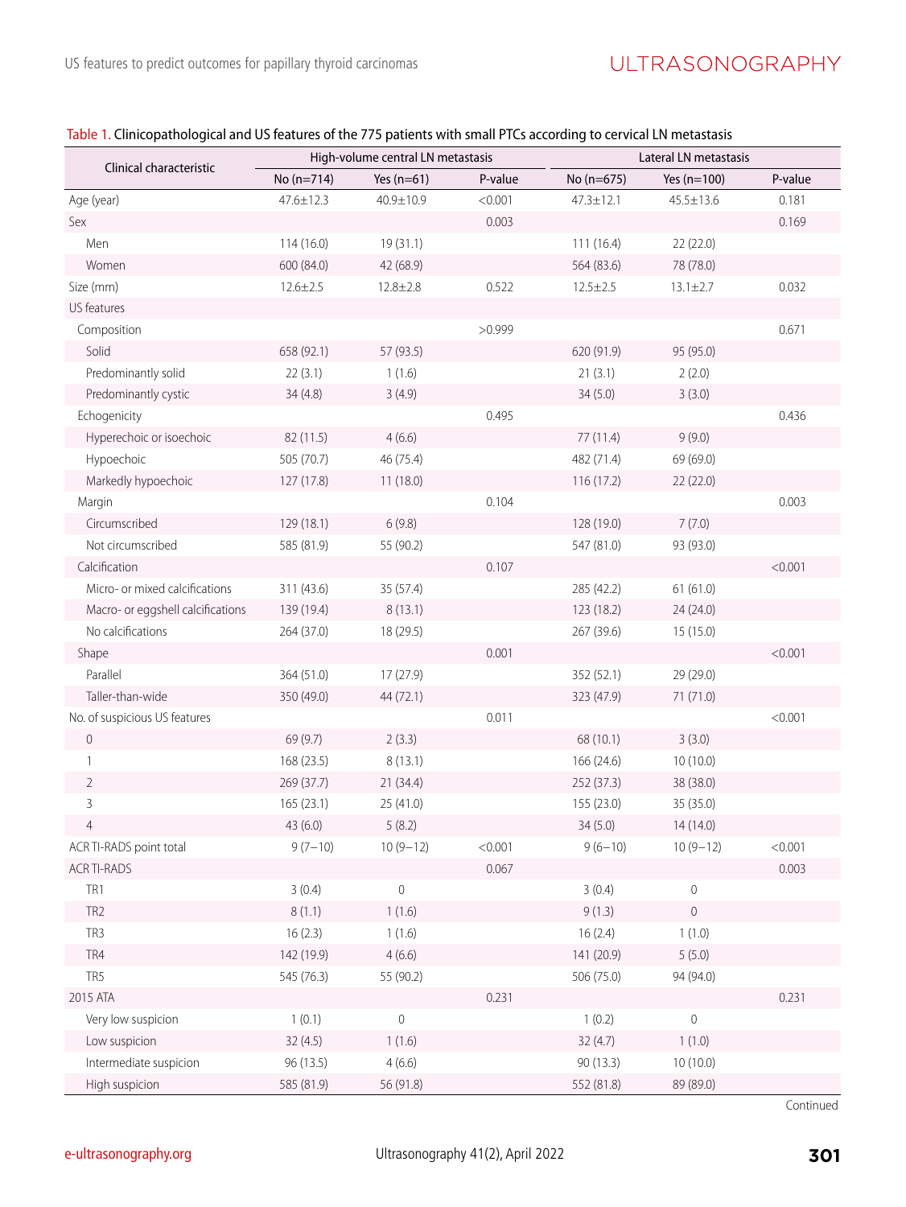Table 1. Clinicopathological and US features of the 775 patients with small PTCs according to cervical LN metastasis

| Clinical characteristic | High-volume central LN metastasis | | | Lateral LN metastasis | | |
|---|---|---|---|---|---|---|
| | No (n=714) | Yes (n=61) | P-value | No (n=675) | Yes (n=100) | P-value |
| Age (year) | 47.6±12.3 | 40.9±10.9 | <0.001 | 47.3±12.1 | 45.5±13.6 | 0.181 |
| Sex | | | 0.003 | | | 0.169 |
| Men | 114 (16.0) | 19 (31.1) | | 111 (16.4) | 22 (22.0) | |
| Women | 600 (84.0) | 42 (68.9) | | 564 (83.6) | 78 (78.0) | |
| Size (mm) | 12.6±2.5 | 12.8±2.8 | 0.522 | 12.5±2.5 | 13.1±2.7 | 0.032 |
| US features | | | | | | |
| Composition | | | >0.999 | | | 0.671 |
| Solid | 658 (92.1) | 57 (93.5) | | 620 (91.9) | 95 (95.0) | |
| Predominantly solid | 22 (3.1) | 1 (1.6) | | 21 (3.1) | 2 (2.0) | |
| Predominantly cystic | 34 (4.8) | 3 (4.9) | | 34 (5.0) | 3 (3.0) | |
| Echogenicity | | | 0.495 | | | 0.436 |
| Hyperechoic or isoechoic | 82 (11.5) | 4 (6.6) | | 77 (11.4) | 9 (9.0) | |
| Hypoechoic | 505 (70.7) | 46 (75.4) | | 482 (71.4) | 69 (69.0) | |
| Markedly hypoechoic | 127 (17.8) | 11 (18.0) | | 116 (17.2) | 22 (22.0) | |
| Margin | | | 0.104 | | | 0.003 |
| Circumscribed | 129 (18.1) | 6 (9.8) | | 128 (19.0) | 7 (7.0) | |
| Not circumscribed | 585 (81.9) | 55 (90.2) | | 547 (81.0) | 93 (93.0) | |
| Calcification | | | 0.107 | | | <0.001 |
| Micro- or mixed calcifications | 311 (43.6) | 35 (57.4) | | 285 (42.2) | 61 (61.0) | |
| Macro- or eggshell calcifications | 139 (19.4) | 8 (13.1) | | 123 (18.2) | 24 (24.0) | |
| No calcifications | 264 (37.0) | 18 (29.5) | | 267 (39.6) | 15 (15.0) | |
| Shape | | | 0.001 | | | <0.001 |
| Parallel | 364 (51.0) | 17 (27.9) | | 352 (52.1) | 29 (29.0) | |
| Taller-than-wide | 350 (49.0) | 44 (72.1) | | 323 (47.9) | 71 (71.0) | |
| No. of suspicious US features | | | 0.011 | | | <0.001 |
| 0 | 69 (9.7) | 2 (3.3) | | 68 (10.1) | 3 (3.0) | |
| 1 | 168 (23.5) | 8 (13.1) | | 166 (24.6) | 10 (10.0) | |
| 2 | 269 (37.7) | 21 (34.4) | | 252 (37.3) | 38 (38.0) | |
| 3 | 165 (23.1) | 25 (41.0) | | 155 (23.0) | 35 (35.0) | |
| 4 | 43 (6.0) | 5 (8.2) | | 34 (5.0) | 14 (14.0) | |
| ACR TI-RADS point total | 9 (7–10) | 10 (9–12) | <0.001 | 9 (6–10) | 10 (9–12) | <0.001 |
| ACR TI-RADS | | | 0.067 | | | 0.003 |
| TR1 | 3 (0.4) | 0 | | 3 (0.4) | 0 | |
| TR2 | 8 (1.1) | 1 (1.6) | | 9 (1.3) | 0 | |
| TR3 | 16 (2.3) | 1 (1.6) | | 16 (2.4) | 1 (1.0) | |
| TR4 | 142 (19.9) | 4 (6.6) | | 141 (20.9) | 5 (5.0) | |
| TR5 | 545 (76.3) | 55 (90.2) | | 506 (75.0) | 94 (94.0) | |
| 2015 ATA | | | 0.231 | | | 0.231 |
| Very low suspicion | 1 (0.1) | 0 | | 1 (0.2) | 0 | |
| Low suspicion | 32 (4.5) | 1 (1.6) | | 32 (4.7) | 1 (1.0) | |
| Intermediate suspicion | 96 (13.5) | 4 (6.6) | | 90 (13.3) | 10 (10.0) | |
| High suspicion | 585 (81.9) | 56 (91.8) | | 552 (81.8) | 89 (89.0) | |

Continued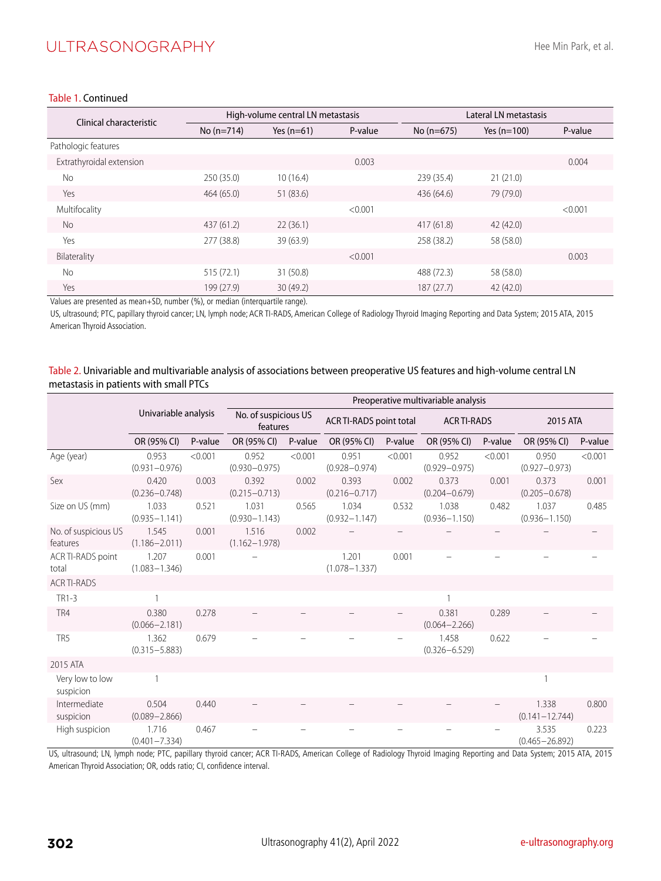Table 1. Continued

| Clinical characteristic | High-volume central LN metastasis | | | Lateral LN metastasis | | |
|---|---|---|---|---|---|---|
| | No (n=714) | Yes (n=61) | P-value | No (n=675) | Yes (n=100) | P-value |
| Pathologic features | | | | | | |
| Extrathyroidal extension | | | 0.003 | | | 0.004 |
| No | 250 (35.0) | 10 (16.4) | | 239 (35.4) | 21 (21.0) | |
| Yes | 464 (65.0) | 51 (83.6) | | 436 (64.6) | 79 (79.0) | |
| Multifocality | | | <0.001 | | | <0.001 |
| No | 437 (61.2) | 22 (36.1) | | 417 (61.8) | 42 (42.0) | |
| Yes | 277 (38.8) | 39 (63.9) | | 258 (38.2) | 58 (58.0) | |
| Bilaterality | | | <0.001 | | | 0.003 |
| No | 515 (72.1) | 31 (50.8) | | 488 (72.3) | 58 (58.0) | |
| Yes | 199 (27.9) | 30 (49.2) | | 187 (27.7) | 42 (42.0) | |

Values are presented as mean+SD, number (%), or median (interquartile range).

US, ultrasound; PTC, papillary thyroid cancer; LN, lymph node; ACR TI-RADS, American College of Radiology Thyroid Imaging Reporting and Data System; 2015 ATA, 2015 American Thyroid Association.

Table 2. Univariable and multivariable analysis of associations between preoperative US features and high-volume central LN metastasis in patients with small PTCs

| | Univariable analysis | | Preoperative multivariable analysis | | | | | | | |
|---|---|---|---|---|---|---|---|---|---|---|
| | | | No. of suspicious US features | | ACR TI-RADS point total | | ACR TI-RADS | | 2015 ATA | |
| | OR (95% CI) | P-value | OR (95% CI) | P-value | OR (95% CI) | P-value | OR (95% CI) | P-value | OR (95% CI) | P-value |
| Age (year) | 0.953 (0.931–0.976) | <0.001 | 0.952 (0.930–0.975) | <0.001 | 0.951 (0.928–0.974) | <0.001 | 0.952 (0.929–0.975) | <0.001 | 0.950 (0.927–0.973) | <0.001 |
| Sex | 0.420 (0.236–0.748) | 0.003 | 0.392 (0.215–0.713) | 0.002 | 0.393 (0.216–0.717) | 0.002 | 0.373 (0.204–0.679) | 0.001 | 0.373 (0.205–0.678) | 0.001 |
| Size on US (mm) | 1.033 (0.935–1.141) | 0.521 | 1.031 (0.930–1.143) | 0.565 | 1.034 (0.932–1.147) | 0.532 | 1.038 (0.936–1.150) | 0.482 | 1.037 (0.936–1.150) | 0.485 |
| No. of suspicious US features | 1.545 (1.186–2.011) | 0.001 | 1.516 (1.162–1.978) | 0.002 | – | – | – | – | – | – |
| ACR TI-RADS point total | 1.207 (1.083–1.346) | 0.001 | – | | 1.201 (1.078–1.337) | 0.001 | – | – | – | – |
| ACR TI-RADS | | | | | | | | | | |
| TR1-3 | 1 | | | | | | 1 | | | |
| TR4 | 0.380 (0.066–2.181) | 0.278 | – | – | – | – | 0.381 (0.064–2.266) | 0.289 | – | – |
| TR5 | 1.362 (0.315–5.883) | 0.679 | – | – | – | – | 1.458 (0.326–6.529) | 0.622 | – | – |
| 2015 ATA | | | | | | | | | | |
| Very low to low suspicion | 1 | | | | | | | | 1 | |
| Intermediate suspicion | 0.504 (0.089–2.866) | 0.440 | – | – | – | – | – | – | 1.338 (0.141–12.744) | 0.800 |
| High suspicion | 1.716 (0.401–7.334) | 0.467 | – | – | – | – | – | – | 3.535 (0.465–26.892) | 0.223 |

US, ultrasound; LN, lymph node; PTC, papillary thyroid cancer; ACR TI-RADS, American College of Radiology Thyroid Imaging Reporting and Data System; 2015 ATA, 2015 American Thyroid Association; OR, odds ratio; CI, confidence interval.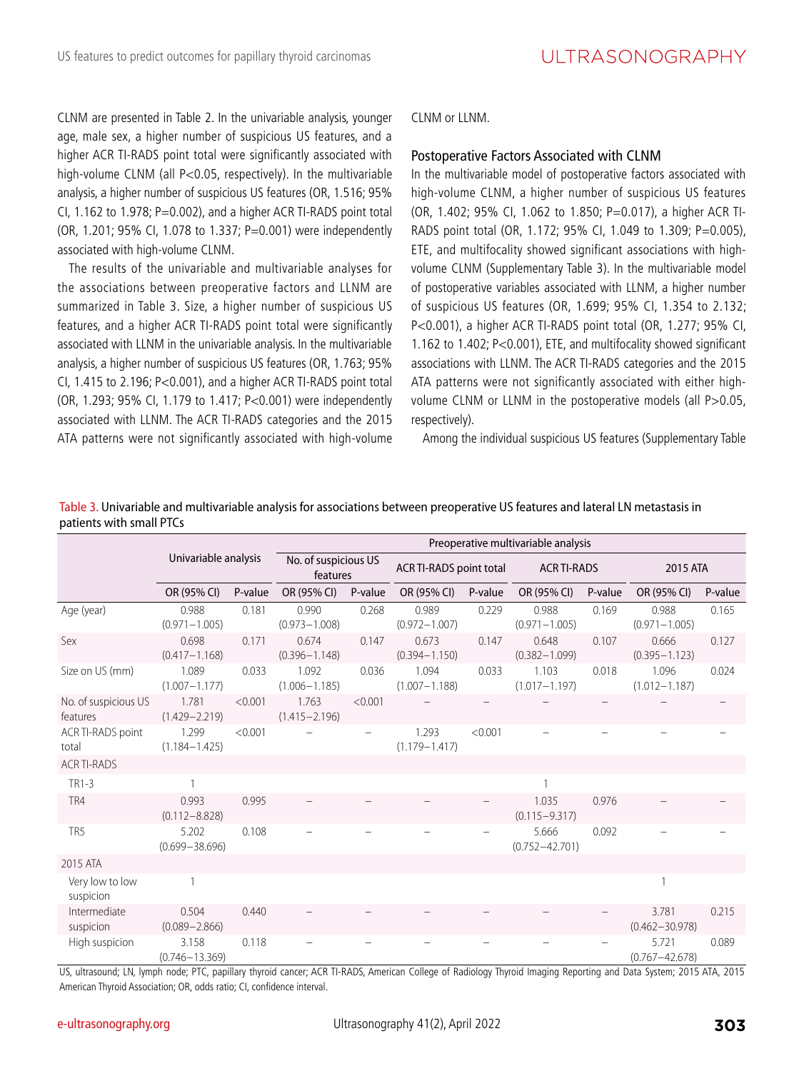CLNM are presented in Table 2. In the univariable analysis, younger age, male sex, a higher number of suspicious US features, and a higher ACR TI-RADS point total were significantly associated with high-volume CLNM (all P<0.05, respectively). In the multivariable analysis, a higher number of suspicious US features (OR, 1.516; 95% CI, 1.162 to 1.978; P=0.002), and a higher ACR TI-RADS point total (OR, 1.201; 95% CI, 1.078 to 1.337; P=0.001) were independently associated with high-volume CLNM.

The results of the univariable and multivariable analyses for the associations between preoperative factors and LLNM are summarized in Table 3. Size, a higher number of suspicious US features, and a higher ACR TI-RADS point total were significantly associated with LLNM in the univariable analysis. In the multivariable analysis, a higher number of suspicious US features (OR, 1.763; 95% CI, 1.415 to 2.196; P<0.001), and a higher ACR TI-RADS point total (OR, 1.293; 95% CI, 1.179 to 1.417; P<0.001) were independently associated with LLNM. The ACR TI-RADS categories and the 2015 ATA patterns were not significantly associated with high-volume CLNM or LLNM.

### Postoperative Factors Associated with CLNM

In the multivariable model of postoperative factors associated with high-volume CLNM, a higher number of suspicious US features (OR, 1.402; 95% CI, 1.062 to 1.850; P=0.017), a higher ACR TI-RADS point total (OR, 1.172; 95% CI, 1.049 to 1.309; P=0.005), ETE, and multifocality showed significant associations with high-volume CLNM (Supplementary Table 3). In the multivariable model of postoperative variables associated with LLNM, a higher number of suspicious US features (OR, 1.699; 95% CI, 1.354 to 2.132; P<0.001), a higher ACR TI-RADS point total (OR, 1.277; 95% CI, 1.162 to 1.402; P<0.001), ETE, and multifocality showed significant associations with LLNM. The ACR TI-RADS categories and the 2015 ATA patterns were not significantly associated with either high-volume CLNM or LLNM in the postoperative models (all P>0.05, respectively).

Among the individual suspicious US features (Supplementary Table

Table 3. Univariable and multivariable analysis for associations between preoperative US features and lateral LN metastasis in patients with small PTCs

| | Univariable analysis | | Preoperative multivariable analysis | | | | | | | |
|---|---|---|---|---|---|---|---|---|---|---|
| | | | No. of suspicious US features | | ACR TI-RADS point total | | ACR TI-RADS | | 2015 ATA | |
| | OR (95% CI) | P-value | OR (95% CI) | P-value | OR (95% CI) | P-value | OR (95% CI) | P-value | OR (95% CI) | P-value |
| Age (year) | 0.988 (0.971–1.005) | 0.181 | 0.990 (0.973–1.008) | 0.268 | 0.989 (0.972–1.007) | 0.229 | 0.988 (0.971–1.005) | 0.169 | 0.988 (0.971–1.005) | 0.165 |
| Sex | 0.698 (0.417–1.168) | 0.171 | 0.674 (0.396–1.148) | 0.147 | 0.673 (0.394–1.150) | 0.147 | 0.648 (0.382–1.099) | 0.107 | 0.666 (0.395–1.123) | 0.127 |
| Size on US (mm) | 1.089 (1.007–1.177) | 0.033 | 1.092 (1.006–1.185) | 0.036 | 1.094 (1.007–1.188) | 0.033 | 1.103 (1.017–1.197) | 0.018 | 1.096 (1.012–1.187) | 0.024 |
| No. of suspicious US features | 1.781 (1.429–2.219) | <0.001 | 1.763 (1.415–2.196) | <0.001 | – | – | – | – | – | – |
| ACR TI-RADS point total | 1.299 (1.184–1.425) | <0.001 | – | – | 1.293 (1.179–1.417) | <0.001 | – | – | – | – |
| ACR TI-RADS | | | | | | | | | | |
| TR1-3 | 1 | | | | | | 1 | | | |
| TR4 | 0.993 (0.112–8.828) | 0.995 | – | – | – | – | 1.035 (0.115–9.317) | 0.976 | – | – |
| TR5 | 5.202 (0.699–38.696) | 0.108 | – | – | – | – | 5.666 (0.752–42.701) | 0.092 | – | – |
| 2015 ATA | | | | | | | | | | |
| Very low to low suspicion | 1 | | | | | | | | 1 | |
| Intermediate suspicion | 0.504 (0.089–2.866) | 0.440 | – | – | – | – | – | – | 3.781 (0.462–30.978) | 0.215 |
| High suspicion | 3.158 (0.746–13.369) | 0.118 | – | – | – | – | – | – | 5.721 (0.767–42.678) | 0.089 |

US, ultrasound; LN, lymph node; PTC, papillary thyroid cancer; ACR TI-RADS, American College of Radiology Thyroid Imaging Reporting and Data System; 2015 ATA, 2015 American Thyroid Association; OR, odds ratio; CI, confidence interval.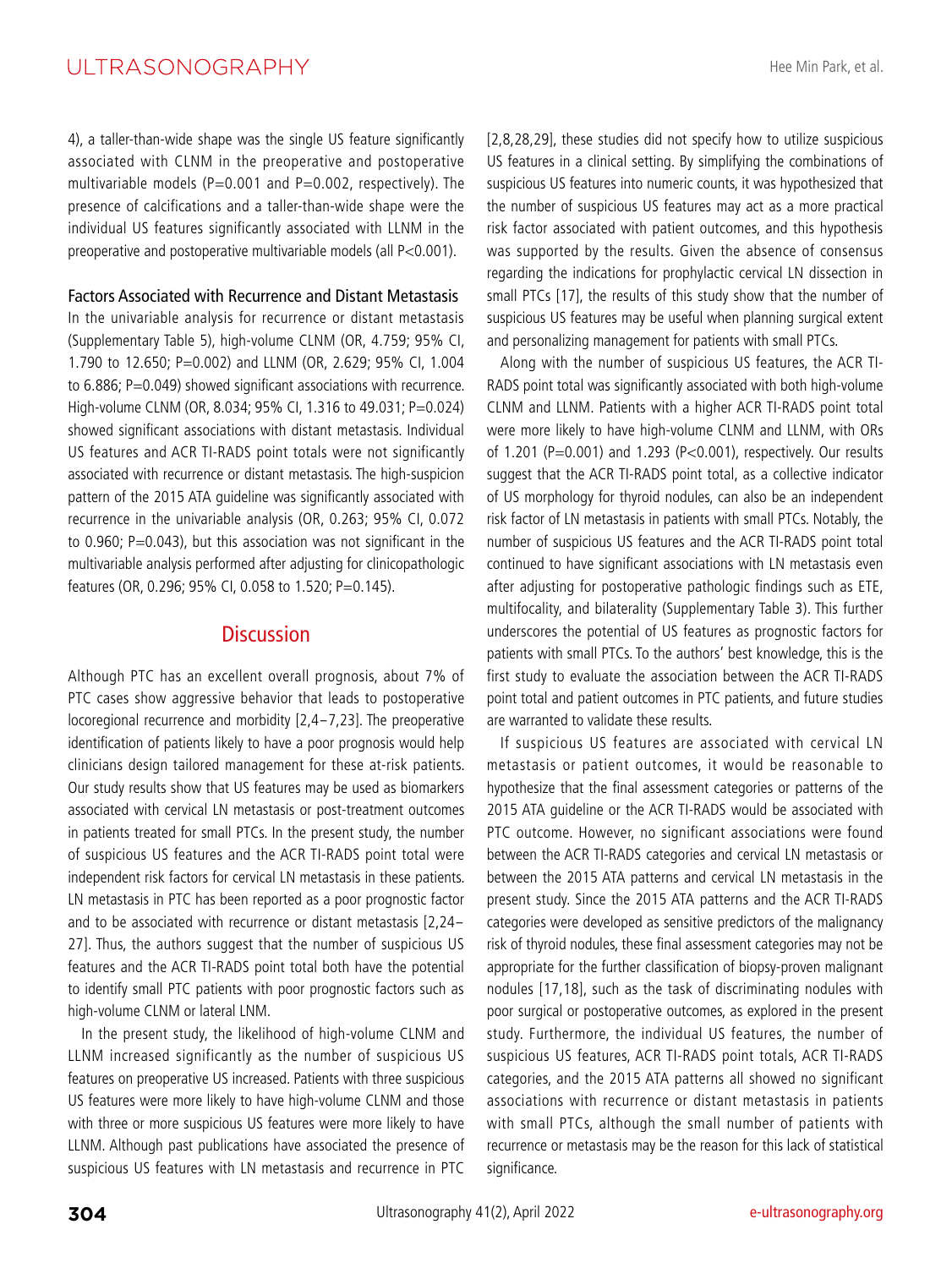4), a taller-than-wide shape was the single US feature significantly associated with CLNM in the preoperative and postoperative multivariable models (P=0.001 and P=0.002, respectively). The presence of calcifications and a taller-than-wide shape were the individual US features significantly associated with LLNM in the preoperative and postoperative multivariable models (all P<0.001).

### Factors Associated with Recurrence and Distant Metastasis

In the univariable analysis for recurrence or distant metastasis (Supplementary Table 5), high-volume CLNM (OR, 4.759; 95% CI, 1.790 to 12.650; P=0.002) and LLNM (OR, 2.629; 95% CI, 1.004 to 6.886; P=0.049) showed significant associations with recurrence. High-volume CLNM (OR, 8.034; 95% CI, 1.316 to 49.031; P=0.024) showed significant associations with distant metastasis. Individual US features and ACR TI-RADS point totals were not significantly associated with recurrence or distant metastasis. The high-suspicion pattern of the 2015 ATA guideline was significantly associated with recurrence in the univariable analysis (OR, 0.263; 95% CI, 0.072 to 0.960; P=0.043), but this association was not significant in the multivariable analysis performed after adjusting for clinicopathologic features (OR, 0.296; 95% CI, 0.058 to 1.520; P=0.145).

## Discussion

Although PTC has an excellent overall prognosis, about 7% of PTC cases show aggressive behavior that leads to postoperative locoregional recurrence and morbidity [2,4–7,23]. The preoperative identification of patients likely to have a poor prognosis would help clinicians design tailored management for these at-risk patients. Our study results show that US features may be used as biomarkers associated with cervical LN metastasis or post-treatment outcomes in patients treated for small PTCs. In the present study, the number of suspicious US features and the ACR TI-RADS point total were independent risk factors for cervical LN metastasis in these patients. LN metastasis in PTC has been reported as a poor prognostic factor and to be associated with recurrence or distant metastasis [2,24–27]. Thus, the authors suggest that the number of suspicious US features and the ACR TI-RADS point total both have the potential to identify small PTC patients with poor prognostic factors such as high-volume CLNM or lateral LNM.

In the present study, the likelihood of high-volume CLNM and LLNM increased significantly as the number of suspicious US features on preoperative US increased. Patients with three suspicious US features were more likely to have high-volume CLNM and those with three or more suspicious US features were more likely to have LLNM. Although past publications have associated the presence of suspicious US features with LN metastasis and recurrence in PTC [2,8,28,29], these studies did not specify how to utilize suspicious US features in a clinical setting. By simplifying the combinations of suspicious US features into numeric counts, it was hypothesized that the number of suspicious US features may act as a more practical risk factor associated with patient outcomes, and this hypothesis was supported by the results. Given the absence of consensus regarding the indications for prophylactic cervical LN dissection in small PTCs [17], the results of this study show that the number of suspicious US features may be useful when planning surgical extent and personalizing management for patients with small PTCs.

Along with the number of suspicious US features, the ACR TI-RADS point total was significantly associated with both high-volume CLNM and LLNM. Patients with a higher ACR TI-RADS point total were more likely to have high-volume CLNM and LLNM, with ORs of 1.201 (P=0.001) and 1.293 (P<0.001), respectively. Our results suggest that the ACR TI-RADS point total, as a collective indicator of US morphology for thyroid nodules, can also be an independent risk factor of LN metastasis in patients with small PTCs. Notably, the number of suspicious US features and the ACR TI-RADS point total continued to have significant associations with LN metastasis even after adjusting for postoperative pathologic findings such as ETE, multifocality, and bilaterality (Supplementary Table 3). This further underscores the potential of US features as prognostic factors for patients with small PTCs. To the authors' best knowledge, this is the first study to evaluate the association between the ACR TI-RADS point total and patient outcomes in PTC patients, and future studies are warranted to validate these results.

If suspicious US features are associated with cervical LN metastasis or patient outcomes, it would be reasonable to hypothesize that the final assessment categories or patterns of the 2015 ATA guideline or the ACR TI-RADS would be associated with PTC outcome. However, no significant associations were found between the ACR TI-RADS categories and cervical LN metastasis or between the 2015 ATA patterns and cervical LN metastasis in the present study. Since the 2015 ATA patterns and the ACR TI-RADS categories were developed as sensitive predictors of the malignancy risk of thyroid nodules, these final assessment categories may not be appropriate for the further classification of biopsy-proven malignant nodules [17,18], such as the task of discriminating nodules with poor surgical or postoperative outcomes, as explored in the present study. Furthermore, the individual US features, the number of suspicious US features, ACR TI-RADS point totals, ACR TI-RADS categories, and the 2015 ATA patterns all showed no significant associations with recurrence or distant metastasis in patients with small PTCs, although the small number of patients with recurrence or metastasis may be the reason for this lack of statistical significance.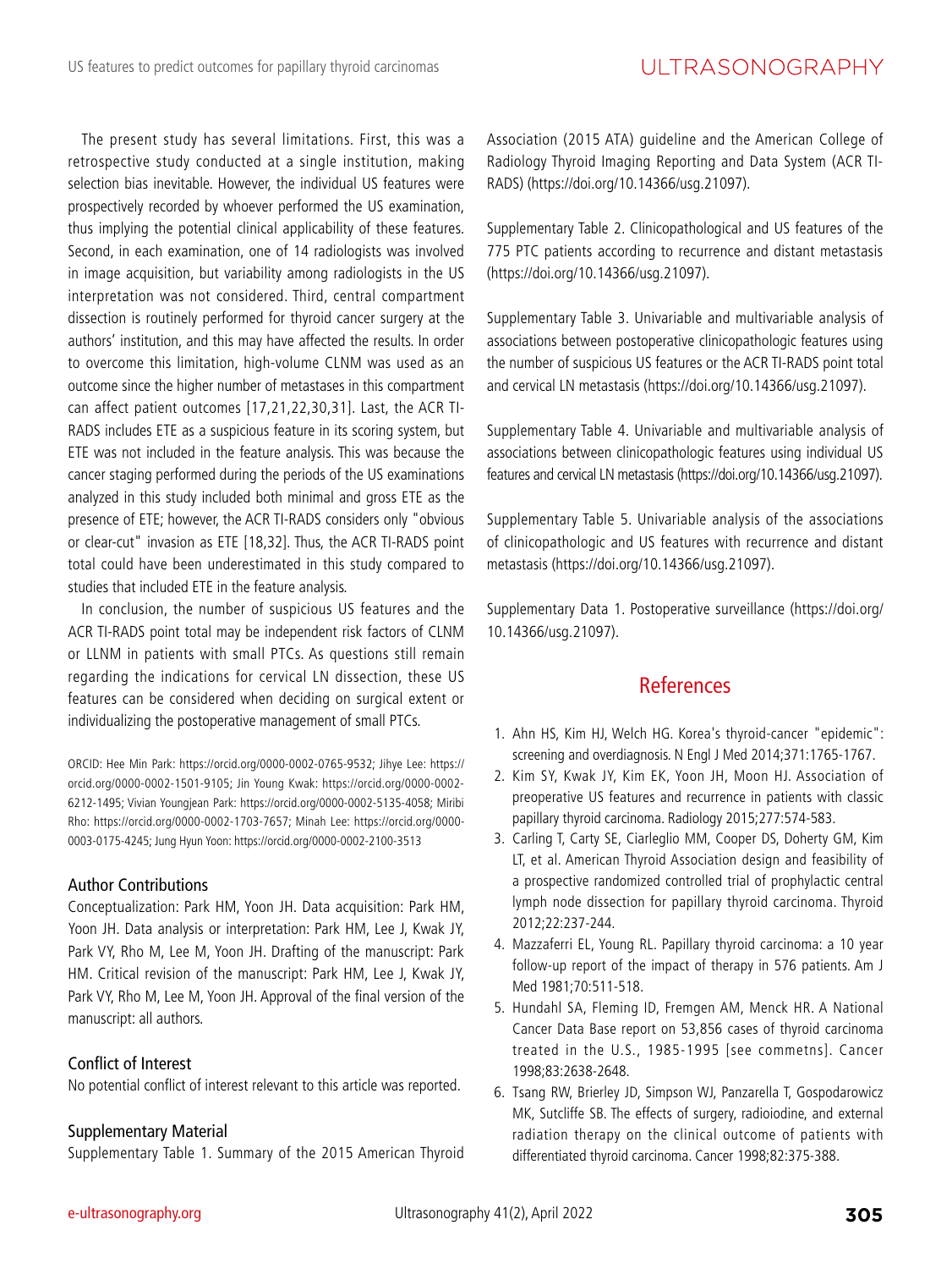The present study has several limitations. First, this was a retrospective study conducted at a single institution, making selection bias inevitable. However, the individual US features were prospectively recorded by whoever performed the US examination, thus implying the potential clinical applicability of these features. Second, in each examination, one of 14 radiologists was involved in image acquisition, but variability among radiologists in the US interpretation was not considered. Third, central compartment dissection is routinely performed for thyroid cancer surgery at the authors' institution, and this may have affected the results. In order to overcome this limitation, high-volume CLNM was used as an outcome since the higher number of metastases in this compartment can affect patient outcomes [17,21,22,30,31]. Last, the ACR TI-RADS includes ETE as a suspicious feature in its scoring system, but ETE was not included in the feature analysis. This was because the cancer staging performed during the periods of the US examinations analyzed in this study included both minimal and gross ETE as the presence of ETE; however, the ACR TI-RADS considers only "obvious or clear-cut" invasion as ETE [18,32]. Thus, the ACR TI-RADS point total could have been underestimated in this study compared to studies that included ETE in the feature analysis.

In conclusion, the number of suspicious US features and the ACR TI-RADS point total may be independent risk factors of CLNM or LLNM in patients with small PTCs. As questions still remain regarding the indications for cervical LN dissection, these US features can be considered when deciding on surgical extent or individualizing the postoperative management of small PTCs.

ORCID: Hee Min Park: https://orcid.org/0000-0002-0765-9532; Jihye Lee: https://orcid.org/0000-0002-1501-9105; Jin Young Kwak: https://orcid.org/0000-0002-6212-1495; Vivian Youngjean Park: https://orcid.org/0000-0002-5135-4058; Miribi Rho: https://orcid.org/0000-0002-1703-7657; Minah Lee: https://orcid.org/0000-0003-0175-4245; Jung Hyun Yoon: https://orcid.org/0000-0002-2100-3513

### Author Contributions

Conceptualization: Park HM, Yoon JH. Data acquisition: Park HM, Yoon JH. Data analysis or interpretation: Park HM, Lee J, Kwak JY, Park VY, Rho M, Lee M, Yoon JH. Drafting of the manuscript: Park HM. Critical revision of the manuscript: Park HM, Lee J, Kwak JY, Park VY, Rho M, Lee M, Yoon JH. Approval of the final version of the manuscript: all authors.

### Conflict of Interest

No potential conflict of interest relevant to this article was reported.

### Supplementary Material

Supplementary Table 1. Summary of the 2015 American Thyroid Association (2015 ATA) guideline and the American College of Radiology Thyroid Imaging Reporting and Data System (ACR TI-RADS) (https://doi.org/10.14366/usg.21097).

Supplementary Table 2. Clinicopathological and US features of the 775 PTC patients according to recurrence and distant metastasis (https://doi.org/10.14366/usg.21097).

Supplementary Table 3. Univariable and multivariable analysis of associations between postoperative clinicopathologic features using the number of suspicious US features or the ACR TI-RADS point total and cervical LN metastasis (https://doi.org/10.14366/usg.21097).

Supplementary Table 4. Univariable and multivariable analysis of associations between clinicopathologic features using individual US features and cervical LN metastasis (https://doi.org/10.14366/usg.21097).

Supplementary Table 5. Univariable analysis of the associations of clinicopathologic and US features with recurrence and distant metastasis (https://doi.org/10.14366/usg.21097).

Supplementary Data 1. Postoperative surveillance (https://doi.org/10.14366/usg.21097).

## References

1. Ahn HS, Kim HJ, Welch HG. Korea's thyroid-cancer "epidemic": screening and overdiagnosis. N Engl J Med 2014;371:1765-1767.
2. Kim SY, Kwak JY, Kim EK, Yoon JH, Moon HJ. Association of preoperative US features and recurrence in patients with classic papillary thyroid carcinoma. Radiology 2015;277:574-583.
3. Carling T, Carty SE, Ciarleglio MM, Cooper DS, Doherty GM, Kim LT, et al. American Thyroid Association design and feasibility of a prospective randomized controlled trial of prophylactic central lymph node dissection for papillary thyroid carcinoma. Thyroid 2012;22:237-244.
4. Mazzaferri EL, Young RL. Papillary thyroid carcinoma: a 10 year follow-up report of the impact of therapy in 576 patients. Am J Med 1981;70:511-518.
5. Hundahl SA, Fleming ID, Fremgen AM, Menck HR. A National Cancer Data Base report on 53,856 cases of thyroid carcinoma treated in the U.S., 1985-1995 [see commetns]. Cancer 1998;83:2638-2648.
6. Tsang RW, Brierley JD, Simpson WJ, Panzarella T, Gospodarowicz MK, Sutcliffe SB. The effects of surgery, radioiodine, and external radiation therapy on the clinical outcome of patients with differentiated thyroid carcinoma. Cancer 1998;82:375-388.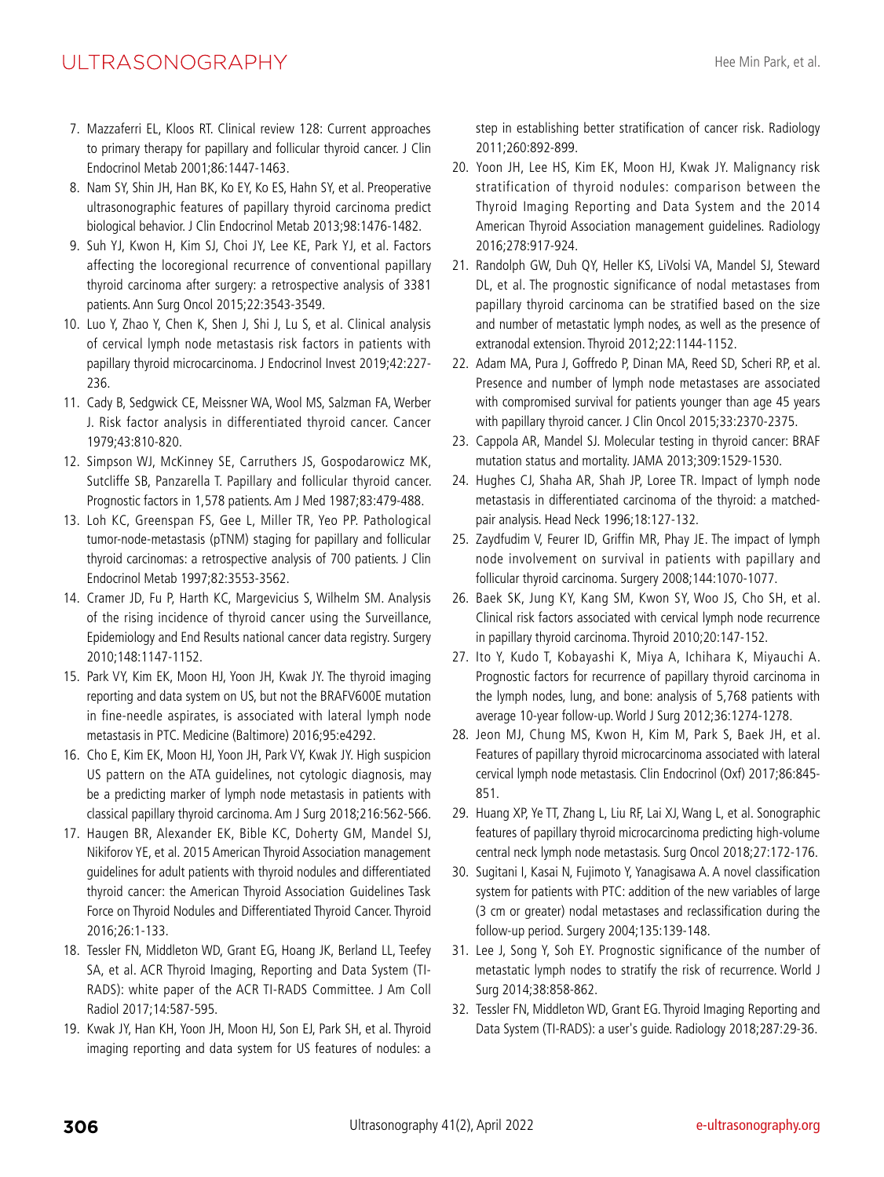7. Mazzaferri EL, Kloos RT. Clinical review 128: Current approaches to primary therapy for papillary and follicular thyroid cancer. J Clin Endocrinol Metab 2001;86:1447-1463.
8. Nam SY, Shin JH, Han BK, Ko EY, Ko ES, Hahn SY, et al. Preoperative ultrasonographic features of papillary thyroid carcinoma predict biological behavior. J Clin Endocrinol Metab 2013;98:1476-1482.
9. Suh YJ, Kwon H, Kim SJ, Choi JY, Lee KE, Park YJ, et al. Factors affecting the locoregional recurrence of conventional papillary thyroid carcinoma after surgery: a retrospective analysis of 3381 patients. Ann Surg Oncol 2015;22:3543-3549.
10. Luo Y, Zhao Y, Chen K, Shen J, Shi J, Lu S, et al. Clinical analysis of cervical lymph node metastasis risk factors in patients with papillary thyroid microcarcinoma. J Endocrinol Invest 2019;42:227-236.
11. Cady B, Sedgwick CE, Meissner WA, Wool MS, Salzman FA, Werber J. Risk factor analysis in differentiated thyroid cancer. Cancer 1979;43:810-820.
12. Simpson WJ, McKinney SE, Carruthers JS, Gospodarowicz MK, Sutcliffe SB, Panzarella T. Papillary and follicular thyroid cancer. Prognostic factors in 1,578 patients. Am J Med 1987;83:479-488.
13. Loh KC, Greenspan FS, Gee L, Miller TR, Yeo PP. Pathological tumor-node-metastasis (pTNM) staging for papillary and follicular thyroid carcinomas: a retrospective analysis of 700 patients. J Clin Endocrinol Metab 1997;82:3553-3562.
14. Cramer JD, Fu P, Harth KC, Margevicius S, Wilhelm SM. Analysis of the rising incidence of thyroid cancer using the Surveillance, Epidemiology and End Results national cancer data registry. Surgery 2010;148:1147-1152.
15. Park VY, Kim EK, Moon HJ, Yoon JH, Kwak JY. The thyroid imaging reporting and data system on US, but not the BRAFV600E mutation in fine-needle aspirates, is associated with lateral lymph node metastasis in PTC. Medicine (Baltimore) 2016;95:e4292.
16. Cho E, Kim EK, Moon HJ, Yoon JH, Park VY, Kwak JY. High suspicion US pattern on the ATA guidelines, not cytologic diagnosis, may be a predicting marker of lymph node metastasis in patients with classical papillary thyroid carcinoma. Am J Surg 2018;216:562-566.
17. Haugen BR, Alexander EK, Bible KC, Doherty GM, Mandel SJ, Nikiforov YE, et al. 2015 American Thyroid Association management guidelines for adult patients with thyroid nodules and differentiated thyroid cancer: the American Thyroid Association Guidelines Task Force on Thyroid Nodules and Differentiated Thyroid Cancer. Thyroid 2016;26:1-133.
18. Tessler FN, Middleton WD, Grant EG, Hoang JK, Berland LL, Teefey SA, et al. ACR Thyroid Imaging, Reporting and Data System (TI-RADS): white paper of the ACR TI-RADS Committee. J Am Coll Radiol 2017;14:587-595.
19. Kwak JY, Han KH, Yoon JH, Moon HJ, Son EJ, Park SH, et al. Thyroid imaging reporting and data system for US features of nodules: a step in establishing better stratification of cancer risk. Radiology 2011;260:892-899.
20. Yoon JH, Lee HS, Kim EK, Moon HJ, Kwak JY. Malignancy risk stratification of thyroid nodules: comparison between the Thyroid Imaging Reporting and Data System and the 2014 American Thyroid Association management guidelines. Radiology 2016;278:917-924.
21. Randolph GW, Duh QY, Heller KS, LiVolsi VA, Mandel SJ, Steward DL, et al. The prognostic significance of nodal metastases from papillary thyroid carcinoma can be stratified based on the size and number of metastatic lymph nodes, as well as the presence of extranodal extension. Thyroid 2012;22:1144-1152.
22. Adam MA, Pura J, Goffredo P, Dinan MA, Reed SD, Scheri RP, et al. Presence and number of lymph node metastases are associated with compromised survival for patients younger than age 45 years with papillary thyroid cancer. J Clin Oncol 2015;33:2370-2375.
23. Cappola AR, Mandel SJ. Molecular testing in thyroid cancer: BRAF mutation status and mortality. JAMA 2013;309:1529-1530.
24. Hughes CJ, Shaha AR, Shah JP, Loree TR. Impact of lymph node metastasis in differentiated carcinoma of the thyroid: a matched-pair analysis. Head Neck 1996;18:127-132.
25. Zaydfudim V, Feurer ID, Griffin MR, Phay JE. The impact of lymph node involvement on survival in patients with papillary and follicular thyroid carcinoma. Surgery 2008;144:1070-1077.
26. Baek SK, Jung KY, Kang SM, Kwon SY, Woo JS, Cho SH, et al. Clinical risk factors associated with cervical lymph node recurrence in papillary thyroid carcinoma. Thyroid 2010;20:147-152.
27. Ito Y, Kudo T, Kobayashi K, Miya A, Ichihara K, Miyauchi A. Prognostic factors for recurrence of papillary thyroid carcinoma in the lymph nodes, lung, and bone: analysis of 5,768 patients with average 10-year follow-up. World J Surg 2012;36:1274-1278.
28. Jeon MJ, Chung MS, Kwon H, Kim M, Park S, Baek JH, et al. Features of papillary thyroid microcarcinoma associated with lateral cervical lymph node metastasis. Clin Endocrinol (Oxf) 2017;86:845-851.
29. Huang XP, Ye TT, Zhang L, Liu RF, Lai XJ, Wang L, et al. Sonographic features of papillary thyroid microcarcinoma predicting high-volume central neck lymph node metastasis. Surg Oncol 2018;27:172-176.
30. Sugitani I, Kasai N, Fujimoto Y, Yanagisawa A. A novel classification system for patients with PTC: addition of the new variables of large (3 cm or greater) nodal metastases and reclassification during the follow-up period. Surgery 2004;135:139-148.
31. Lee J, Song Y, Soh EY. Prognostic significance of the number of metastatic lymph nodes to stratify the risk of recurrence. World J Surg 2014;38:858-862.
32. Tessler FN, Middleton WD, Grant EG. Thyroid Imaging Reporting and Data System (TI-RADS): a user's guide. Radiology 2018;287:29-36.